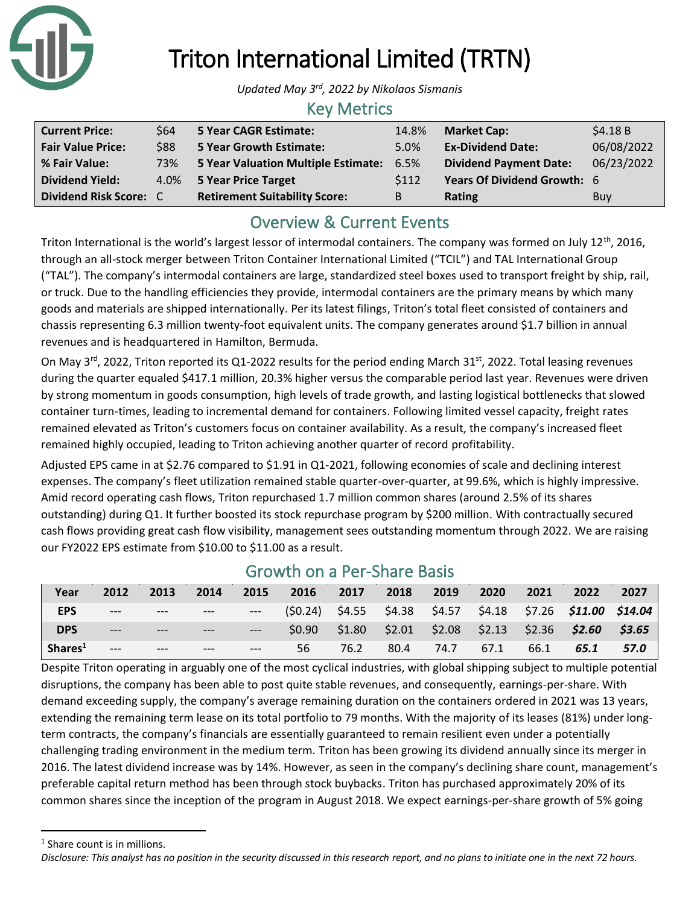# Triton International Limited (TRTN)

*Updated May 3rd, 2022 by Nikolaos Sismanis*

## Key Metrics

| | | | | | |
|---|---|---|---|---|---|
| **Current Price:** | $64 | **5 Year CAGR Estimate:** | 14.8% | **Market Cap:** | $4.18 B |
| **Fair Value Price:** | $88 | **5 Year Growth Estimate:** | 5.0% | **Ex-Dividend Date:** | 06/08/2022 |
| **% Fair Value:** | 73% | **5 Year Valuation Multiple Estimate:** | 6.5% | **Dividend Payment Date:** | 06/23/2022 |
| **Dividend Yield:** | 4.0% | **5 Year Price Target** | $112 | **Years Of Dividend Growth:** | 6 |
| **Dividend Risk Score:** | C | **Retirement Suitability Score:** | B | **Rating** | Buy |

## Overview & Current Events

Triton International is the world's largest lessor of intermodal containers. The company was formed on July 12th, 2016, through an all-stock merger between Triton Container International Limited ("TCIL") and TAL International Group ("TAL"). The company's intermodal containers are large, standardized steel boxes used to transport freight by ship, rail, or truck. Due to the handling efficiencies they provide, intermodal containers are the primary means by which many goods and materials are shipped internationally. Per its latest filings, Triton's total fleet consisted of containers and chassis representing 6.3 million twenty-foot equivalent units. The company generates around $1.7 billion in annual revenues and is headquartered in Hamilton, Bermuda.

On May 3rd, 2022, Triton reported its Q1-2022 results for the period ending March 31st, 2022. Total leasing revenues during the quarter equaled $417.1 million, 20.3% higher versus the comparable period last year. Revenues were driven by strong momentum in goods consumption, high levels of trade growth, and lasting logistical bottlenecks that slowed container turn-times, leading to incremental demand for containers. Following limited vessel capacity, freight rates remained elevated as Triton's customers focus on container availability. As a result, the company's increased fleet remained highly occupied, leading to Triton achieving another quarter of record profitability.

Adjusted EPS came in at $2.76 compared to $1.91 in Q1-2021, following economies of scale and declining interest expenses. The company's fleet utilization remained stable quarter-over-quarter, at 99.6%, which is highly impressive. Amid record operating cash flows, Triton repurchased 1.7 million common shares (around 2.5% of its shares outstanding) during Q1. It further boosted its stock repurchase program by $200 million. With contractually secured cash flows providing great cash flow visibility, management sees outstanding momentum through 2022. We are raising our FY2022 EPS estimate from $10.00 to $11.00 as a result.

## Growth on a Per-Share Basis

| Year | 2012 | 2013 | 2014 | 2015 | 2016 | 2017 | 2018 | 2019 | 2020 | 2021 | 2022 | 2027 |
|---|---|---|---|---|---|---|---|---|---|---|---|---|
| **EPS** | --- | --- | --- | --- | ($0.24) | $4.55 | $4.38 | $4.57 | $4.18 | $7.26 | ***$11.00*** | ***$14.04*** |
| **DPS** | --- | --- | --- | --- | $0.90 | $1.80 | $2.01 | $2.08 | $2.13 | $2.36 | ***$2.60*** | ***$3.65*** |
| **Shares[1]** | --- | --- | --- | --- | 56 | 76.2 | 80.4 | 74.7 | 67.1 | 66.1 | ***65.1*** | ***57.0*** |

Despite Triton operating in arguably one of the most cyclical industries, with global shipping subject to multiple potential disruptions, the company has been able to post quite stable revenues, and consequently, earnings-per-share. With demand exceeding supply, the company's average remaining duration on the containers ordered in 2021 was 13 years, extending the remaining term lease on its total portfolio to 79 months. With the majority of its leases (81%) under long-term contracts, the company's financials are essentially guaranteed to remain resilient even under a potentially challenging trading environment in the medium term. Triton has been growing its dividend annually since its merger in 2016. The latest dividend increase was by 14%. However, as seen in the company's declining share count, management's preferable capital return method has been through stock buybacks. Triton has purchased approximately 20% of its common shares since the inception of the program in August 2018. We expect earnings-per-share growth of 5% going

[1] Share count is in millions.

*Disclosure: This analyst has no position in the security discussed in this research report, and no plans to initiate one in the next 72 hours.*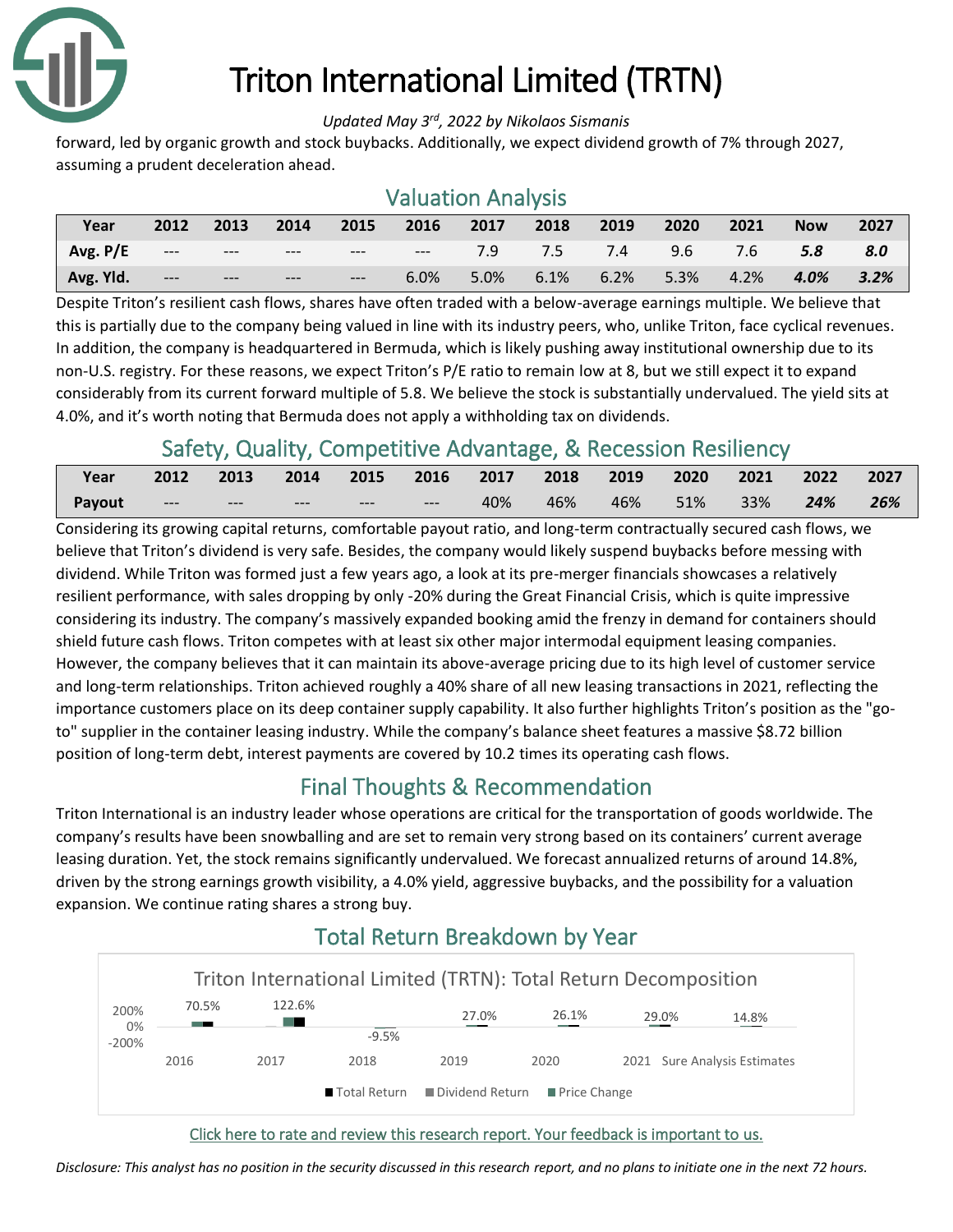# Triton International Limited (TRTN)

*Updated May 3rd, 2022 by Nikolaos Sismanis*

forward, led by organic growth and stock buybacks. Additionally, we expect dividend growth of 7% through 2027, assuming a prudent deceleration ahead.

## Valuation Analysis

| Year | 2012 | 2013 | 2014 | 2015 | 2016 | 2017 | 2018 | 2019 | 2020 | 2021 | Now | 2027 |
|---|---|---|---|---|---|---|---|---|---|---|---|---|
| Avg. P/E | --- | --- | --- | --- | --- | 7.9 | 7.5 | 7.4 | 9.6 | 7.6 | ***5.8*** | ***8.0*** |
| Avg. Yld. | --- | --- | --- | --- | 6.0% | 5.0% | 6.1% | 6.2% | 5.3% | 4.2% | ***4.0%*** | ***3.2%*** |

Despite Triton's resilient cash flows, shares have often traded with a below-average earnings multiple. We believe that this is partially due to the company being valued in line with its industry peers, who, unlike Triton, face cyclical revenues. In addition, the company is headquartered in Bermuda, which is likely pushing away institutional ownership due to its non-U.S. registry. For these reasons, we expect Triton's P/E ratio to remain low at 8, but we still expect it to expand considerably from its current forward multiple of 5.8. We believe the stock is substantially undervalued. The yield sits at 4.0%, and it's worth noting that Bermuda does not apply a withholding tax on dividends.

## Safety, Quality, Competitive Advantage, & Recession Resiliency

| Year | 2012 | 2013 | 2014 | 2015 | 2016 | 2017 | 2018 | 2019 | 2020 | 2021 | 2022 | 2027 |
|---|---|---|---|---|---|---|---|---|---|---|---|---|
| Payout | --- | --- | --- | --- | --- | 40% | 46% | 46% | 51% | 33% | ***24%*** | ***26%*** |

Considering its growing capital returns, comfortable payout ratio, and long-term contractually secured cash flows, we believe that Triton's dividend is very safe. Besides, the company would likely suspend buybacks before messing with dividend. While Triton was formed just a few years ago, a look at its pre-merger financials showcases a relatively resilient performance, with sales dropping by only -20% during the Great Financial Crisis, which is quite impressive considering its industry. The company's massively expanded booking amid the frenzy in demand for containers should shield future cash flows. Triton competes with at least six other major intermodal equipment leasing companies. However, the company believes that it can maintain its above-average pricing due to its high level of customer service and long-term relationships. Triton achieved roughly a 40% share of all new leasing transactions in 2021, reflecting the importance customers place on its deep container supply capability. It also further highlights Triton's position as the "go-to" supplier in the container leasing industry. While the company's balance sheet features a massive $8.72 billion position of long-term debt, interest payments are covered by 10.2 times its operating cash flows.

## Final Thoughts & Recommendation

Triton International is an industry leader whose operations are critical for the transportation of goods worldwide. The company's results have been snowballing and are set to remain very strong based on its containers' current average leasing duration. Yet, the stock remains significantly undervalued. We forecast annualized returns of around 14.8%, driven by the strong earnings growth visibility, a 4.0% yield, aggressive buybacks, and the possibility for a valuation expansion. We continue rating shares a strong buy.

## Total Return Breakdown by Year

Triton International Limited (TRTN): Total Return Decomposition

| | 2016 | 2017 | 2018 | 2019 | 2020 | 2021 | Sure Analysis Estimates |
|---|---|---|---|---|---|---|---|
| Total Return | 70.5% | 122.6% | -9.5% | 27.0% | 26.1% | 29.0% | 14.8% |

Legend: Total Return, Dividend Return, Price Change

Click here to rate and review this research report. Your feedback is important to us.

*Disclosure: This analyst has no position in the security discussed in this research report, and no plans to initiate one in the next 72 hours.*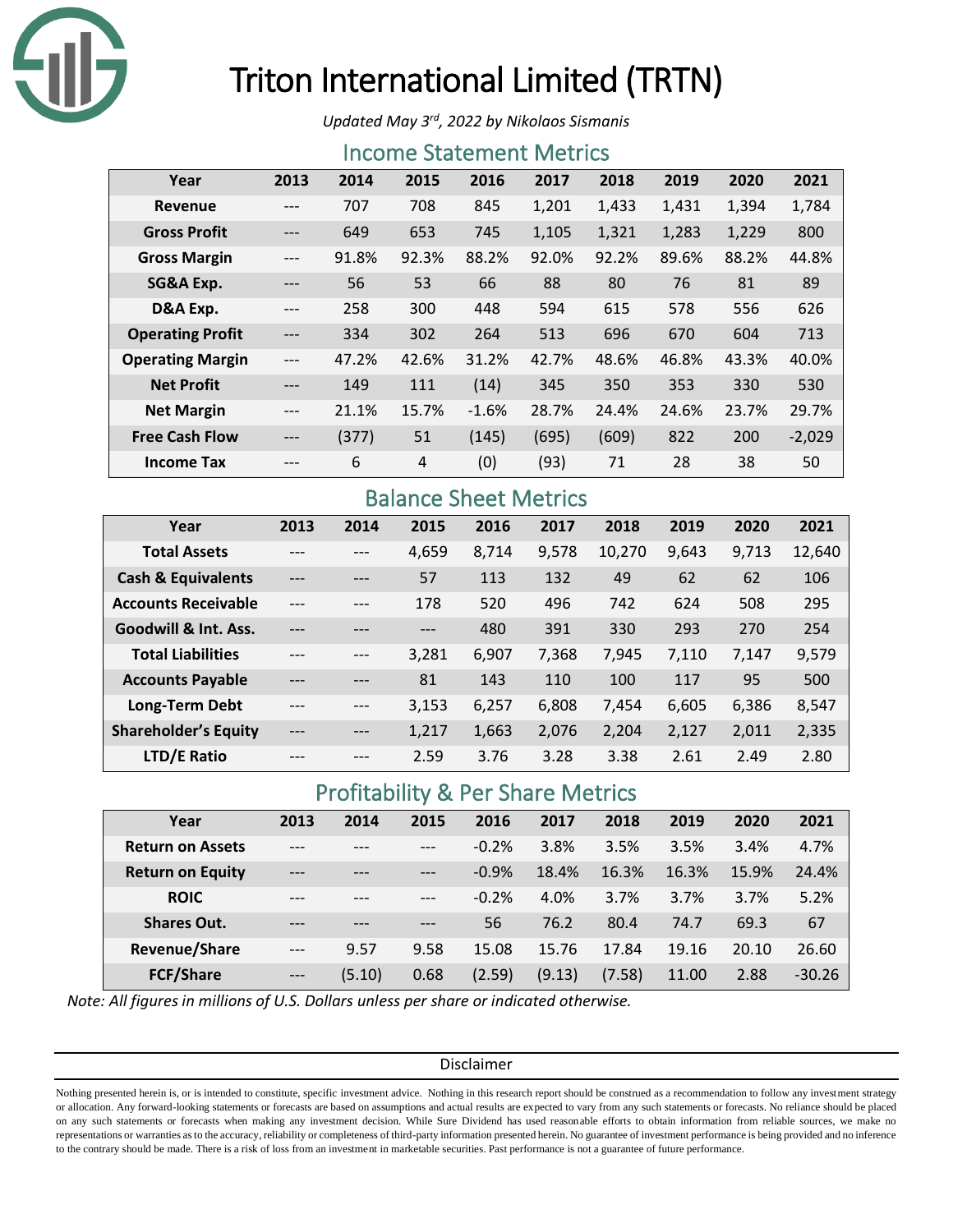# Triton International Limited (TRTN)

*Updated May 3rd, 2022 by Nikolaos Sismanis*

## Income Statement Metrics

| Year | 2013 | 2014 | 2015 | 2016 | 2017 | 2018 | 2019 | 2020 | 2021 |
|---|---|---|---|---|---|---|---|---|---|
| Revenue | --- | 707 | 708 | 845 | 1,201 | 1,433 | 1,431 | 1,394 | 1,784 |
| Gross Profit | --- | 649 | 653 | 745 | 1,105 | 1,321 | 1,283 | 1,229 | 800 |
| Gross Margin | --- | 91.8% | 92.3% | 88.2% | 92.0% | 92.2% | 89.6% | 88.2% | 44.8% |
| SG&A Exp. | --- | 56 | 53 | 66 | 88 | 80 | 76 | 81 | 89 |
| D&A Exp. | --- | 258 | 300 | 448 | 594 | 615 | 578 | 556 | 626 |
| Operating Profit | --- | 334 | 302 | 264 | 513 | 696 | 670 | 604 | 713 |
| Operating Margin | --- | 47.2% | 42.6% | 31.2% | 42.7% | 48.6% | 46.8% | 43.3% | 40.0% |
| Net Profit | --- | 149 | 111 | (14) | 345 | 350 | 353 | 330 | 530 |
| Net Margin | --- | 21.1% | 15.7% | -1.6% | 28.7% | 24.4% | 24.6% | 23.7% | 29.7% |
| Free Cash Flow | --- | (377) | 51 | (145) | (695) | (609) | 822 | 200 | -2,029 |
| Income Tax | --- | 6 | 4 | (0) | (93) | 71 | 28 | 38 | 50 |

## Balance Sheet Metrics

| Year | 2013 | 2014 | 2015 | 2016 | 2017 | 2018 | 2019 | 2020 | 2021 |
|---|---|---|---|---|---|---|---|---|---|
| Total Assets | --- | --- | 4,659 | 8,714 | 9,578 | 10,270 | 9,643 | 9,713 | 12,640 |
| Cash & Equivalents | --- | --- | 57 | 113 | 132 | 49 | 62 | 62 | 106 |
| Accounts Receivable | --- | --- | 178 | 520 | 496 | 742 | 624 | 508 | 295 |
| Goodwill & Int. Ass. | --- | --- | --- | 480 | 391 | 330 | 293 | 270 | 254 |
| Total Liabilities | --- | --- | 3,281 | 6,907 | 7,368 | 7,945 | 7,110 | 7,147 | 9,579 |
| Accounts Payable | --- | --- | 81 | 143 | 110 | 100 | 117 | 95 | 500 |
| Long-Term Debt | --- | --- | 3,153 | 6,257 | 6,808 | 7,454 | 6,605 | 6,386 | 8,547 |
| Shareholder's Equity | --- | --- | 1,217 | 1,663 | 2,076 | 2,204 | 2,127 | 2,011 | 2,335 |
| LTD/E Ratio | --- | --- | 2.59 | 3.76 | 3.28 | 3.38 | 2.61 | 2.49 | 2.80 |

## Profitability & Per Share Metrics

| Year | 2013 | 2014 | 2015 | 2016 | 2017 | 2018 | 2019 | 2020 | 2021 |
|---|---|---|---|---|---|---|---|---|---|
| Return on Assets | --- | --- | --- | -0.2% | 3.8% | 3.5% | 3.5% | 3.4% | 4.7% |
| Return on Equity | --- | --- | --- | -0.9% | 18.4% | 16.3% | 16.3% | 15.9% | 24.4% |
| ROIC | --- | --- | --- | -0.2% | 4.0% | 3.7% | 3.7% | 3.7% | 5.2% |
| Shares Out. | --- | --- | --- | 56 | 76.2 | 80.4 | 74.7 | 69.3 | 67 |
| Revenue/Share | --- | 9.57 | 9.58 | 15.08 | 15.76 | 17.84 | 19.16 | 20.10 | 26.60 |
| FCF/Share | --- | (5.10) | 0.68 | (2.59) | (9.13) | (7.58) | 11.00 | 2.88 | -30.26 |

*Note: All figures in millions of U.S. Dollars unless per share or indicated otherwise.*

Disclaimer

Nothing presented herein is, or is intended to constitute, specific investment advice. Nothing in this research report should be construed as a recommendation to follow any investment strategy or allocation. Any forward-looking statements or forecasts are based on assumptions and actual results are expected to vary from any such statements or forecasts. No reliance should be placed on any such statements or forecasts when making any investment decision. While Sure Dividend has used reasonable efforts to obtain information from reliable sources, we make no representations or warranties as to the accuracy, reliability or completeness of third-party information presented herein. No guarantee of investment performance is being provided and no inference to the contrary should be made. There is a risk of loss from an investment in marketable securities. Past performance is not a guarantee of future performance.